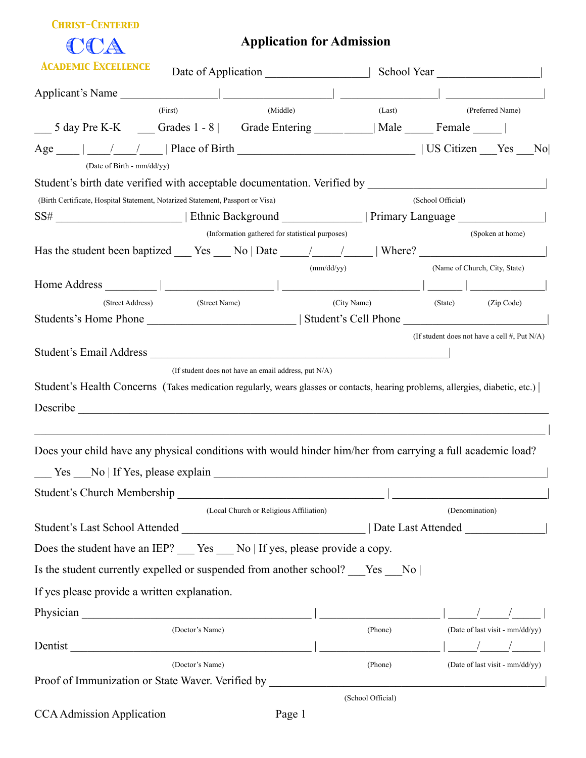CHRIST-CENTERED

CCA

ACADEMIC EXCELLENCE

# Application for Admission

Date of Application ___________________| School Year ___________________|

Applicant's Name _________________| ___________________| _________________| _________________|

(First) (Middle) (Last) (Preferred Name)

___ 5 day Pre K-K ___ Grades 1 - 8 | Grade Entering __________| Male _____ Female _____ |

Age ____ | ____/____/____ | Place of Birth ________________________________ | US Citizen ___Yes ___No|

(Date of Birth - mm/dd/yy)

Student's birth date verified with acceptable documentation. Verified by _______________________________|

(Birth Certificate, Hospital Statement, Notarized Statement, Passport or Visa) (School Official)

SS# ______________________ | Ethnic Background ______________ | Primary Language _______________|

(Information gathered for statistical purposes) (Spoken at home)

Has the student been baptized ___ Yes ___ No | Date _____/_____/_____ | Where? ______________________|

(mm/dd/yy) (Name of Church, City, State)

Home Address _________ | ___________________ | ________________________ | ______ | ____________|

(Street Address) (Street Name) (City Name) (State) (Zip Code)

Students's Home Phone _________________________ | Student's Cell Phone _________________________|

(If student does not have a cell #, Put N/A)

Student's Email Address ____________________________________________________|

(If student does not have an email address, put N/A)

Student's Health Concerns (Takes medication regularly, wears glasses or contacts, hearing problems, allergies, diabetic, etc.) |

Describe ________________________________________________________________________________

________________________________________________________________________________________ |

Does your child have any physical conditions with would hinder him/her from carrying a full academic load?

___ Yes ___No | If Yes, please explain _____________________________________________________|

Student's Church Membership ___________________________________ | ___________________________|

(Local Church or Religious Affiliation) (Denomination)

Student's Last School Attended ________________________________ | Date Last Attended ______________|

Does the student have an IEP? ___ Yes ___ No | If yes, please provide a copy.

Is the student currently expelled or suspended from another school? ___Yes ___No |

If yes please provide a written explanation.

Physician ________________________________________ | _____________________ | _____/_____/_____ |

(Doctor's Name) (Phone) (Date of last visit - mm/dd/yy)

Dentist __________________________________________ | _____________________ | _____/_____/_____ |

(Doctor's Name) (Phone) (Date of last visit - mm/dd/yy)

Proof of Immunization or State Waver. Verified by ______________________________________________|

(School Official)

CCA Admission Application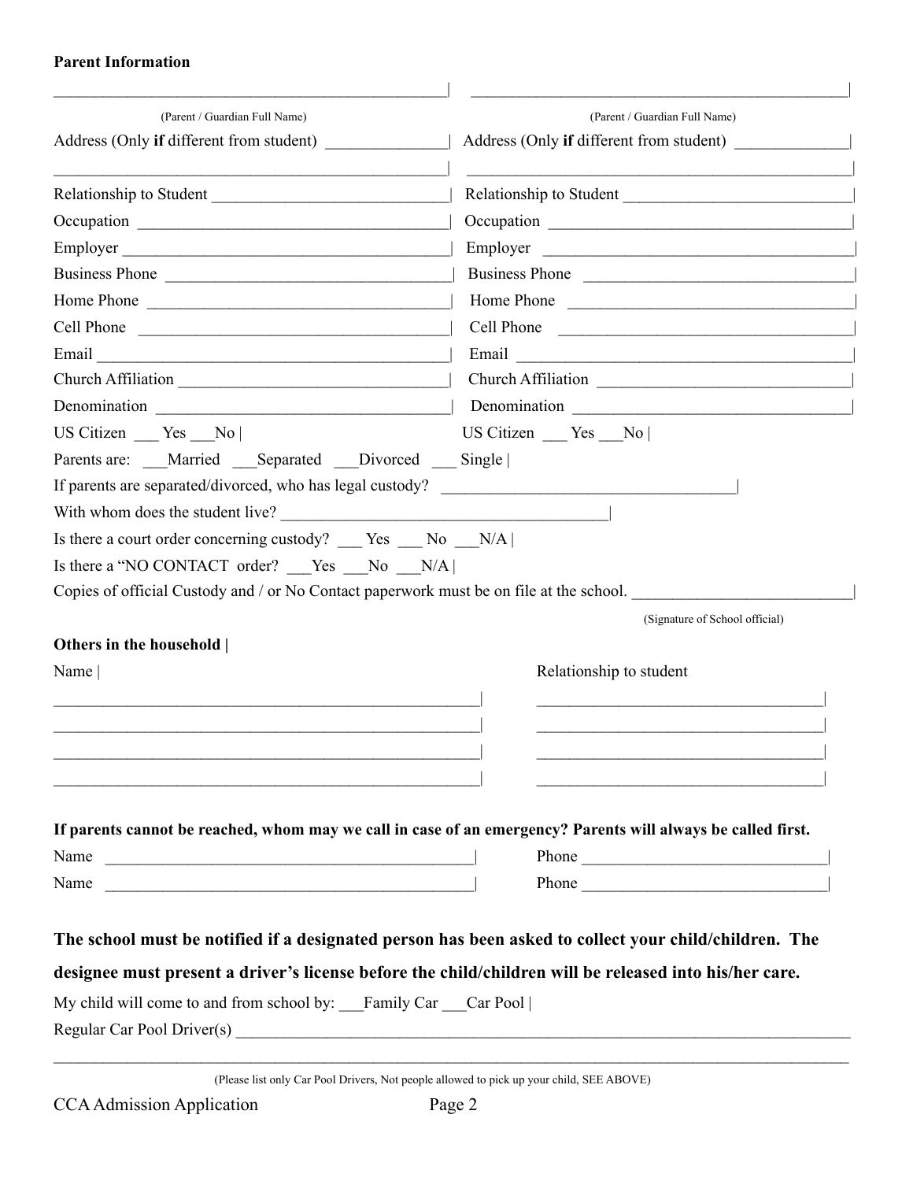**Parent Information**

| (Parent / Guardian Full Name) | (Parent / Guardian Full Name) |
|---|---|
| Address (Only **if** different from student) ______________ | Address (Only **if** different from student) ______________ |
| ______________________________ | ______________________________ |
| Relationship to Student ______________ | Relationship to Student ______________ |
| Occupation ______________ | Occupation ______________ |
| Employer ______________ | Employer ______________ |
| Business Phone ______________ | Business Phone ______________ |
| Home Phone ______________ | Home Phone ______________ |
| Cell Phone ______________ | Cell Phone ______________ |
| Email ______________ | Email ______________ |
| Church Affiliation ______________ | Church Affiliation ______________ |
| Denomination ______________ | Denomination ______________ |
| US Citizen ___ Yes ___No | US Citizen ___ Yes ___No |

Parents are: ___Married ___Separated ___Divorced ___ Single |

If parents are separated/divorced, who has legal custody? ______________________________|

With whom does the student live? ______________________________|

Is there a court order concerning custody? ___ Yes ___ No ___N/A |

Is there a "NO CONTACT order? ___Yes ___No ___N/A |

Copies of official Custody and / or No Contact paperwork must be on file at the school. ______________________|

(Signature of School official)

**Others in the household |**

| Name | Relationship to student |
|---|---|
| ______________________________ | ______________________________ |
| ______________________________ | ______________________________ |
| ______________________________ | ______________________________ |
| ______________________________ | ______________________________ |

**If parents cannot be reached, whom may we call in case of an emergency? Parents will always be called first.**

Name ______________________________| Phone ______________________________|

Name ______________________________| Phone ______________________________|

**The school must be notified if a designated person has been asked to collect your child/children. The designee must present a driver's license before the child/children will be released into his/her care.**

My child will come to and from school by: ___Family Car ___Car Pool |

Regular Car Pool Driver(s) ____________________________________________________________

____________________________________________________________________________

(Please list only Car Pool Drivers, Not people allowed to pick up your child, SEE ABOVE)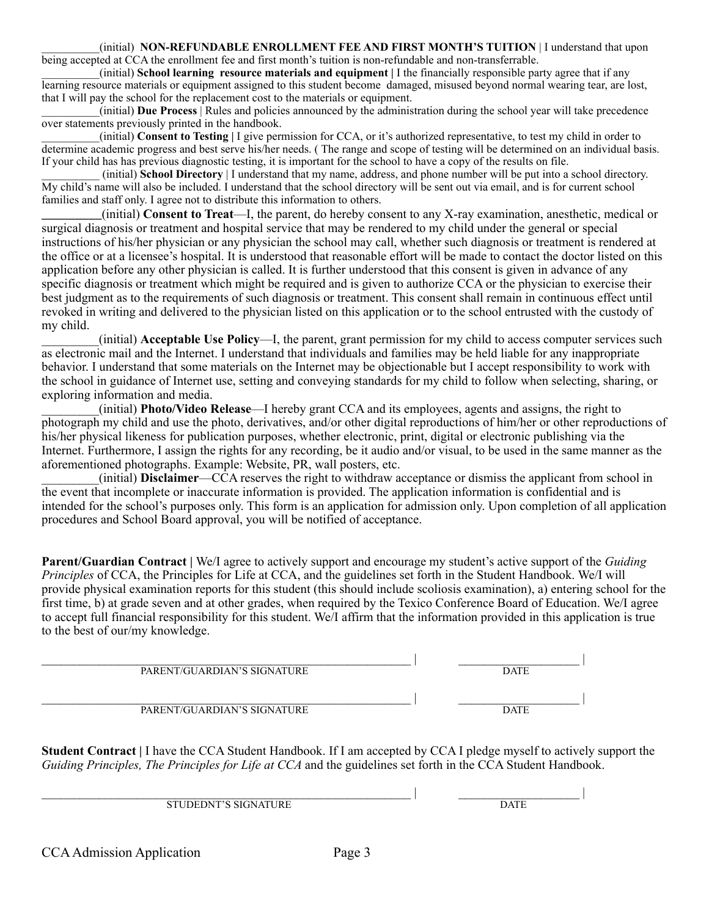__________(initial) **NON-REFUNDABLE ENROLLMENT FEE AND FIRST MONTH'S TUITION** | I understand that upon being accepted at CCA the enrollment fee and first month's tuition is non-refundable and non-transferrable.

__________(initial) **School learning resource materials and equipment |** I the financially responsible party agree that if any learning resource materials or equipment assigned to this student become damaged, misused beyond normal wearing tear, are lost, that I will pay the school for the replacement cost to the materials or equipment.

__________(initial) **Due Process** | Rules and policies announced by the administration during the school year will take precedence over statements previously printed in the handbook.

__________(initial) **Consent to Testing |** I give permission for CCA, or it's authorized representative, to test my child in order to determine academic progress and best serve his/her needs. ( The range and scope of testing will be determined on an individual basis. If your child has has previous diagnostic testing, it is important for the school to have a copy of the results on file.

__________ (initial) **School Directory** | I understand that my name, address, and phone number will be put into a school directory. My child's name will also be included. I understand that the school directory will be sent out via email, and is for current school families and staff only. I agree not to distribute this information to others.

__________(initial) **Consent to Treat**—I, the parent, do hereby consent to any X-ray examination, anesthetic, medical or surgical diagnosis or treatment and hospital service that may be rendered to my child under the general or special instructions of his/her physician or any physician the school may call, whether such diagnosis or treatment is rendered at the office or at a licensee's hospital. It is understood that reasonable effort will be made to contact the doctor listed on this application before any other physician is called. It is further understood that this consent is given in advance of any specific diagnosis or treatment which might be required and is given to authorize CCA or the physician to exercise their best judgment as to the requirements of such diagnosis or treatment. This consent shall remain in continuous effect until revoked in writing and delivered to the physician listed on this application or to the school entrusted with the custody of my child.

_________(initial) **Acceptable Use Policy**—I, the parent, grant permission for my child to access computer services such as electronic mail and the Internet. I understand that individuals and families may be held liable for any inappropriate behavior. I understand that some materials on the Internet may be objectionable but I accept responsibility to work with the school in guidance of Internet use, setting and conveying standards for my child to follow when selecting, sharing, or exploring information and media.

_________(initial) **Photo/Video Release**—I hereby grant CCA and its employees, agents and assigns, the right to photograph my child and use the photo, derivatives, and/or other digital reproductions of him/her or other reproductions of his/her physical likeness for publication purposes, whether electronic, print, digital or electronic publishing via the Internet. Furthermore, I assign the rights for any recording, be it audio and/or visual, to be used in the same manner as the aforementioned photographs. Example: Website, PR, wall posters, etc.

_________(initial) **Disclaimer**—CCA reserves the right to withdraw acceptance or dismiss the applicant from school in the event that incomplete or inaccurate information is provided. The application information is confidential and is intended for the school's purposes only. This form is an application for admission only. Upon completion of all application procedures and School Board approval, you will be notified of acceptance.

**Parent/Guardian Contract |** We/I agree to actively support and encourage my student's active support of the *Guiding Principles* of CCA, the Principles for Life at CCA, and the guidelines set forth in the Student Handbook. We/I will provide physical examination reports for this student (this should include scoliosis examination), a) entering school for the first time, b) at grade seven and at other grades, when required by the Texico Conference Board of Education. We/I agree to accept full financial responsibility for this student. We/I affirm that the information provided in this application is true to the best of our/my knowledge.

____________________________________________ | ____________________ |
PARENT/GUARDIAN'S SIGNATURE DATE

____________________________________________ | ____________________ |
PARENT/GUARDIAN'S SIGNATURE DATE

**Student Contract |** I have the CCA Student Handbook. If I am accepted by CCA I pledge myself to actively support the *Guiding Principles, The Principles for Life at CCA* and the guidelines set forth in the CCA Student Handbook.

____________________________________________ | ____________________ |
STUDEDNT'S SIGNATURE DATE

CCA Admission Application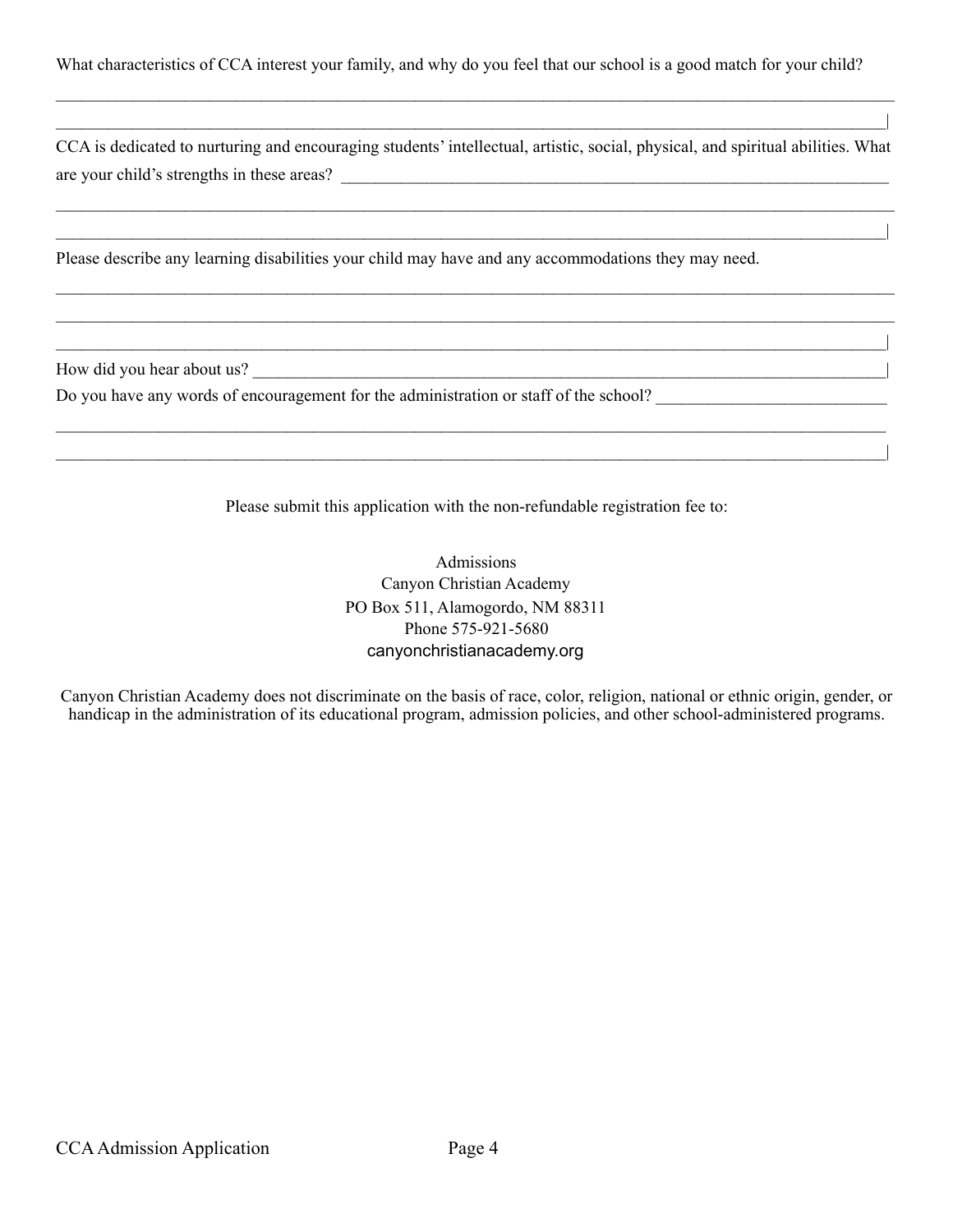What characteristics of CCA interest your family, and why do you feel that our school is a good match for your child?

_______________________________________________________________________________________________

_______________________________________________________________________________________________

CCA is dedicated to nurturing and encouraging students' intellectual, artistic, social, physical, and spiritual abilities. What are your child's strengths in these areas? _______________________________________________

_______________________________________________________________________________________________

_______________________________________________________________________________________________

Please describe any learning disabilities your child may have and any accommodations they may need.

_______________________________________________________________________________________________

_______________________________________________________________________________________________

_______________________________________________________________________________________________

How did you hear about us? _____________________________________________________________________

Do you have any words of encouragement for the administration or staff of the school? ___________________

_______________________________________________________________________________________________

_______________________________________________________________________________________________

Please submit this application with the non-refundable registration fee to:

Admissions
Canyon Christian Academy
PO Box 511, Alamogordo, NM 88311
Phone 575-921-5680
canyonchristianacademy.org

Canyon Christian Academy does not discriminate on the basis of race, color, religion, national or ethnic origin, gender, or handicap in the administration of its educational program, admission policies, and other school-administered programs.